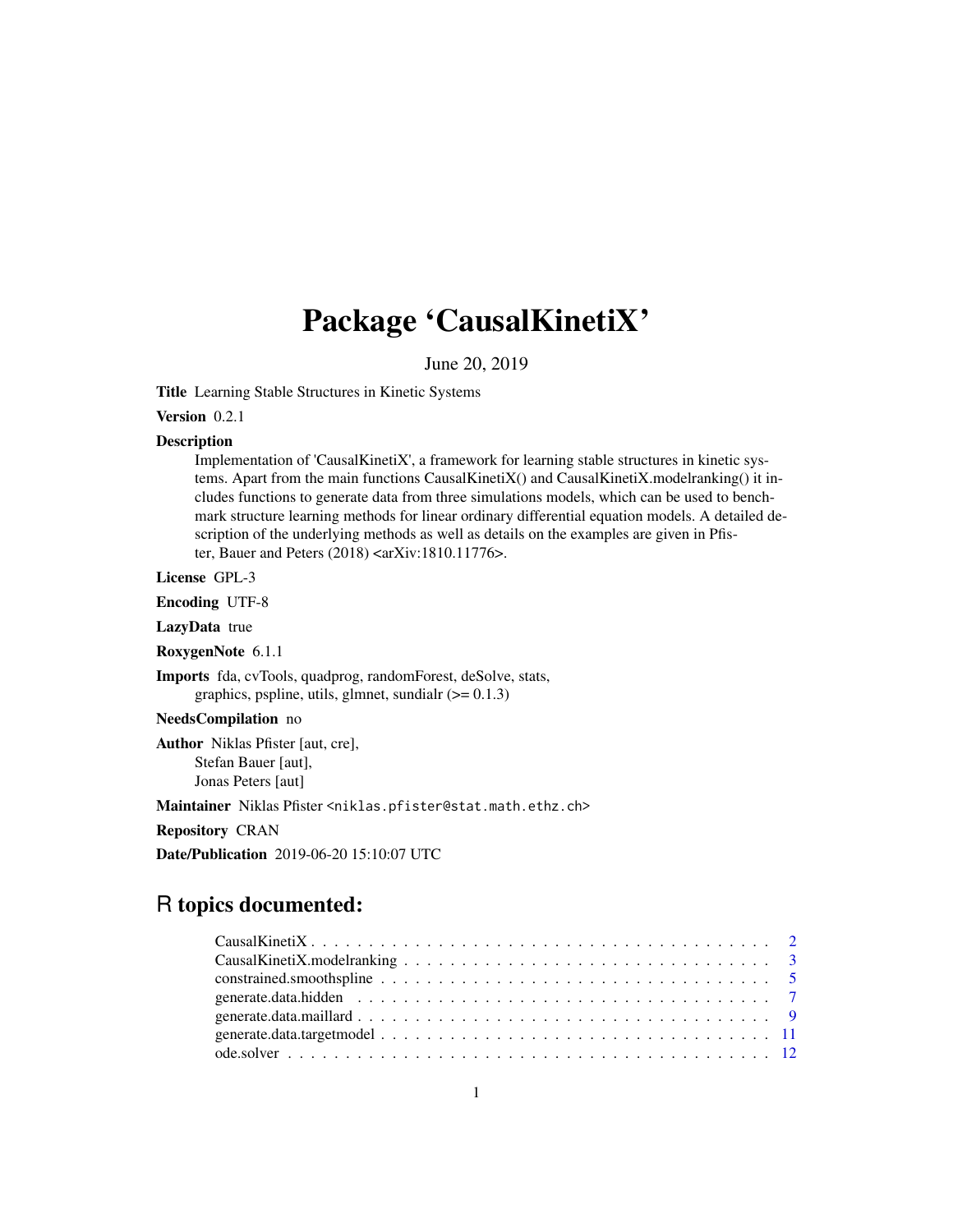# Package 'CausalKinetiX'

June 20, 2019

**Title** Learning Stable Structures in Kinetic Systems

**Version** 0.2.1

**Description**
Implementation of 'CausalKinetiX', a framework for learning stable structures in kinetic systems. Apart from the main functions CausalKinetiX() and CausalKinetiX.modelranking() it includes functions to generate data from three simulations models, which can be used to benchmark structure learning methods for linear ordinary differential equation models. A detailed description of the underlying methods as well as details on the examples are given in Pfister, Bauer and Peters (2018) <arXiv:1810.11776>.

**License** GPL-3

**Encoding** UTF-8

**LazyData** true

**RoxygenNote** 6.1.1

**Imports** fda, cvTools, quadprog, randomForest, deSolve, stats, graphics, pspline, utils, glmnet, sundialr (>= 0.1.3)

**NeedsCompilation** no

**Author** Niklas Pfister [aut, cre],
Stefan Bauer [aut],
Jonas Peters [aut]

**Maintainer** Niklas Pfister <niklas.pfister@stat.math.ethz.ch>

**Repository** CRAN

**Date/Publication** 2019-06-20 15:10:07 UTC

## R topics documented:

- CausalKinetiX . . . . . . . . . . . . . . . . . . . . . . . . . . . . . . . . . . . . . . . . . . 2
- CausalKinetiX.modelranking . . . . . . . . . . . . . . . . . . . . . . . . . . . . . . . . . . 3
- constrained.smoothspline . . . . . . . . . . . . . . . . . . . . . . . . . . . . . . . . . . . . 5
- generate.data.hidden . . . . . . . . . . . . . . . . . . . . . . . . . . . . . . . . . . . . . . 7
- generate.data.maillard . . . . . . . . . . . . . . . . . . . . . . . . . . . . . . . . . . . . . 9
- generate.data.targetmodel . . . . . . . . . . . . . . . . . . . . . . . . . . . . . . . . . . . 11
- ode.solver . . . . . . . . . . . . . . . . . . . . . . . . . . . . . . . . . . . . . . . . . . . 12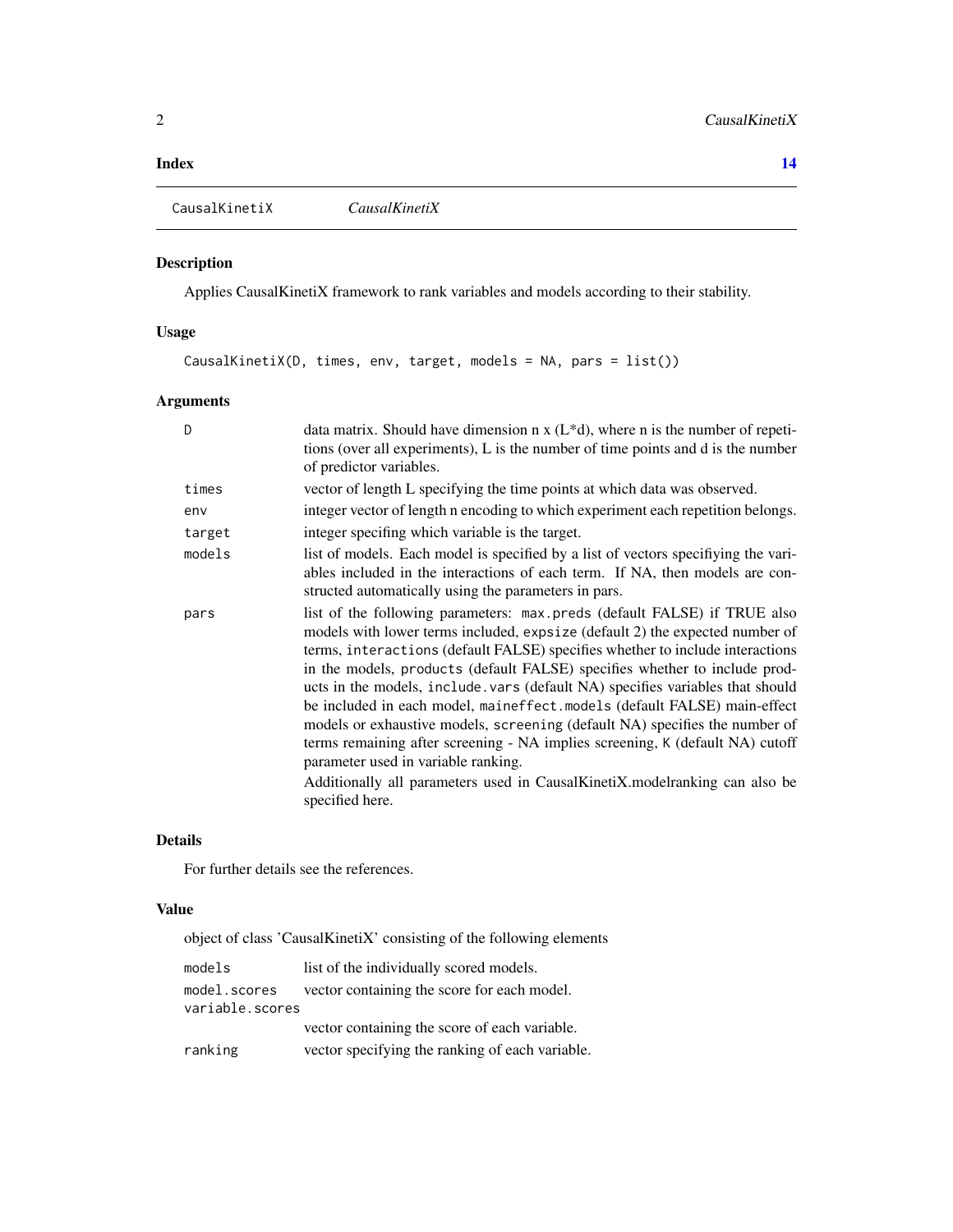**Index** **14**

## CausalKinetiX *CausalKinetiX*

### Description

Applies CausalKinetiX framework to rank variables and models according to their stability.

### Usage

```
CausalKinetiX(D, times, env, target, models = NA, pars = list())
```

### Arguments

| | |
|---|---|
| D | data matrix. Should have dimension n x (L*d), where n is the number of repetitions (over all experiments), L is the number of time points and d is the number of predictor variables. |
| times | vector of length L specifying the time points at which data was observed. |
| env | integer vector of length n encoding to which experiment each repetition belongs. |
| target | integer specifing which variable is the target. |
| models | list of models. Each model is specified by a list of vectors specifiying the variables included in the interactions of each term. If NA, then models are constructed automatically using the parameters in pars. |
| pars | list of the following parameters: `max.preds` (default FALSE) if TRUE also models with lower terms included, `expsize` (default 2) the expected number of terms, `interactions` (default FALSE) specifies whether to include interactions in the models, `products` (default FALSE) specifies whether to include products in the models, `include.vars` (default NA) specifies variables that should be included in each model, `maineffect.models` (default FALSE) main-effect models or exhaustive models, `screening` (default NA) specifies the number of terms remaining after screening - NA implies screening, `K` (default NA) cutoff parameter used in variable ranking. Additionally all parameters used in CausalKinetiX.modelranking can also be specified here. |

### Details

For further details see the references.

### Value

object of class 'CausalKinetiX' consisting of the following elements

| | |
|---|---|
| models | list of the individually scored models. |
| model.scores | vector containing the score for each model. |
| variable.scores | vector containing the score of each variable. |
| ranking | vector specifying the ranking of each variable. |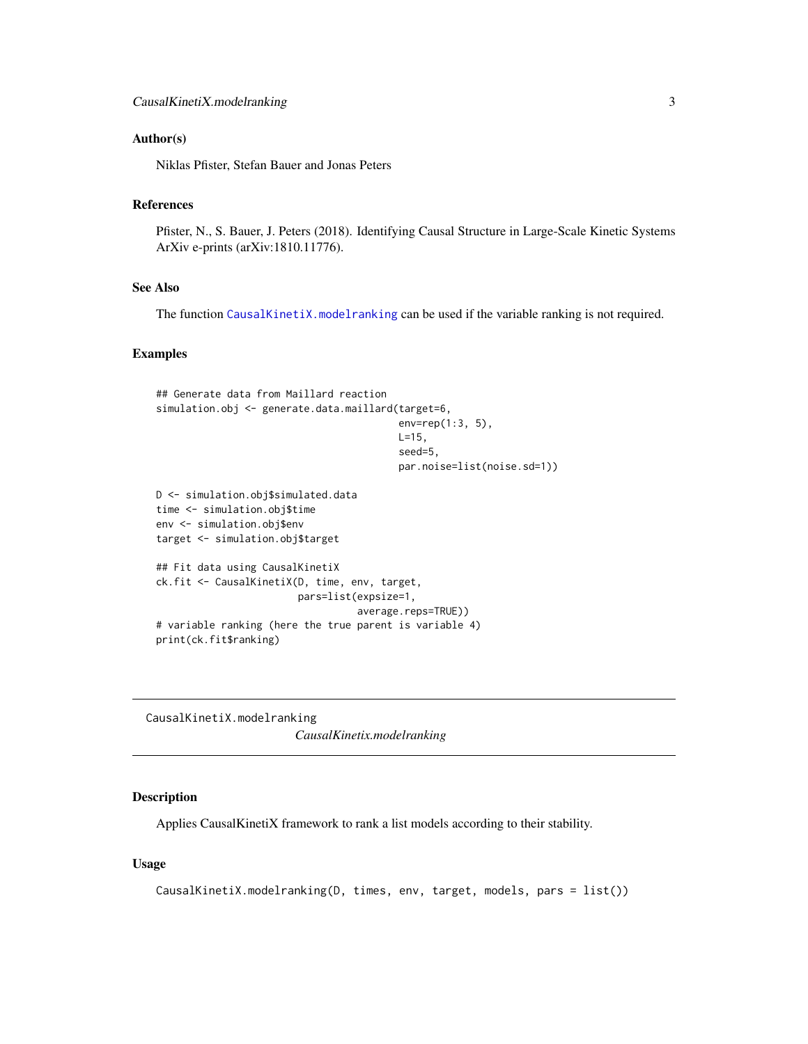### Author(s)

Niklas Pfister, Stefan Bauer and Jonas Peters

### References

Pfister, N., S. Bauer, J. Peters (2018). Identifying Causal Structure in Large-Scale Kinetic Systems ArXiv e-prints (arXiv:1810.11776).

### See Also

The function `CausalKinetiX.modelranking` can be used if the variable ranking is not required.

### Examples

```
## Generate data from Maillard reaction
simulation.obj <- generate.data.maillard(target=6,
                                         env=rep(1:3, 5),
                                         L=15,
                                         seed=5,
                                         par.noise=list(noise.sd=1))

D <- simulation.obj$simulated.data
time <- simulation.obj$time
env <- simulation.obj$env
target <- simulation.obj$target

## Fit data using CausalKinetiX
ck.fit <- CausalKinetiX(D, time, env, target,
                        pars=list(expsize=1,
                                  average.reps=TRUE))
# variable ranking (here the true parent is variable 4)
print(ck.fit$ranking)
```

---

## CausalKinetiX.modelranking    *CausalKinetix.modelranking*

---

### Description

Applies CausalKinetiX framework to rank a list models according to their stability.

### Usage

```
CausalKinetiX.modelranking(D, times, env, target, models, pars = list())
```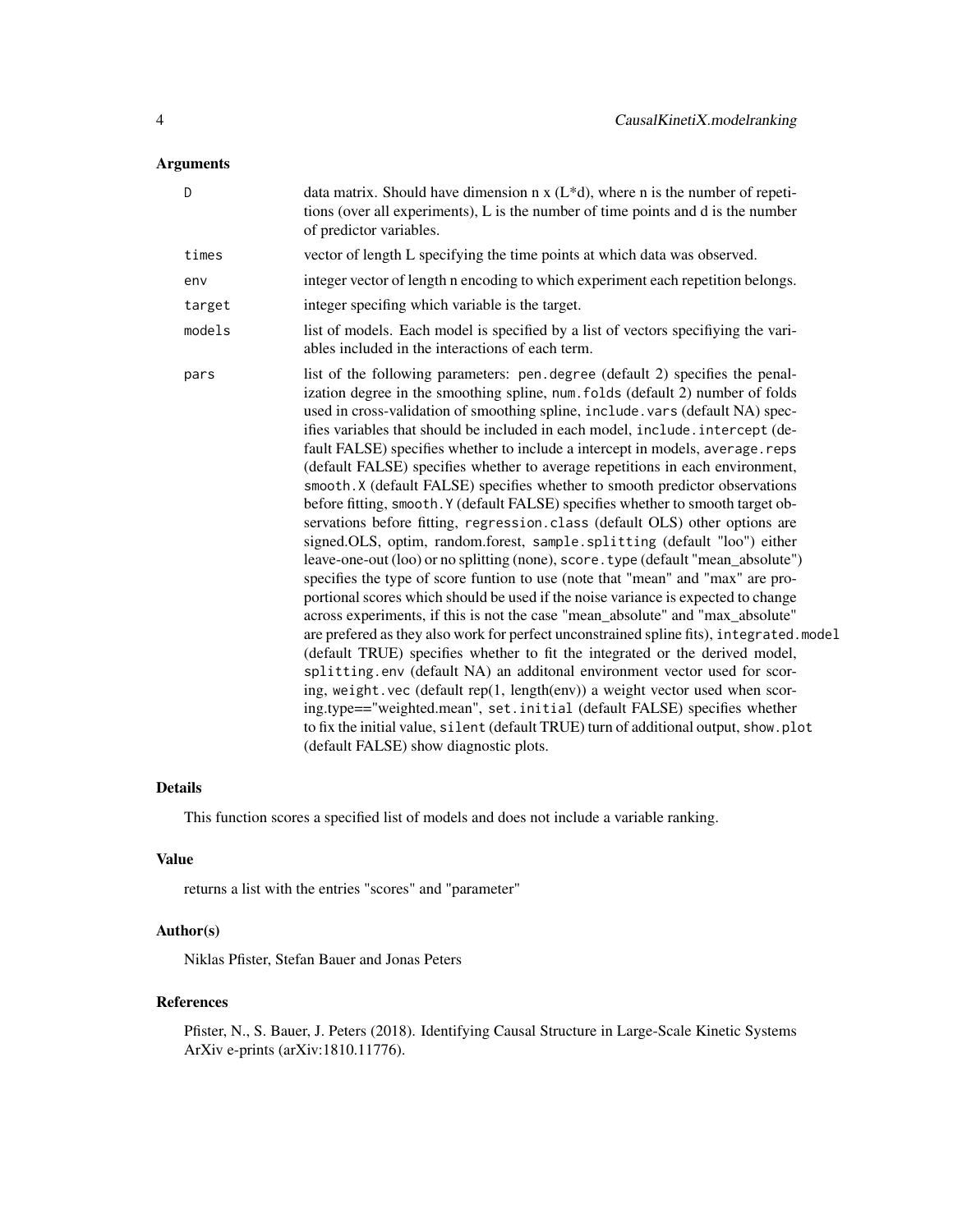## Arguments

- **D**: data matrix. Should have dimension n x (L*d), where n is the number of repetitions (over all experiments), L is the number of time points and d is the number of predictor variables.
- **times**: vector of length L specifying the time points at which data was observed.
- **env**: integer vector of length n encoding to which experiment each repetition belongs.
- **target**: integer specifing which variable is the target.
- **models**: list of models. Each model is specified by a list of vectors specifiying the variables included in the interactions of each term.
- **pars**: list of the following parameters: `pen.degree` (default 2) specifies the penalization degree in the smoothing spline, `num.folds` (default 2) number of folds used in cross-validation of smoothing spline, `include.vars` (default NA) specifies variables that should be included in each model, `include.intercept` (default FALSE) specifies whether to include a intercept in models, `average.reps` (default FALSE) specifies whether to average repetitions in each environment, `smooth.X` (default FALSE) specifies whether to smooth predictor observations before fitting, `smooth.Y` (default FALSE) specifies whether to smooth target observations before fitting, `regression.class` (default OLS) other options are signed.OLS, optim, random.forest, `sample.splitting` (default "loo") either leave-one-out (loo) or no splitting (none), `score.type` (default "mean_absolute") specifies the type of score funtion to use (note that "mean" and "max" are proportional scores which should be used if the noise variance is expected to change across experiments, if this is not the case "mean_absolute" and "max_absolute" are prefered as they also work for perfect unconstrained spline fits), `integrated.model` (default TRUE) specifies whether to fit the integrated or the derived model, `splitting.env` (default NA) an additonal environment vector used for scoring, `weight.vec` (default rep(1, length(env)) a weight vector used when scoring.type=="weighted.mean", `set.initial` (default FALSE) specifies whether to fix the initial value, `silent` (default TRUE) turn of additional output, `show.plot` (default FALSE) show diagnostic plots.

## Details

This function scores a specified list of models and does not include a variable ranking.

## Value

returns a list with the entries "scores" and "parameter"

## Author(s)

Niklas Pfister, Stefan Bauer and Jonas Peters

## References

Pfister, N., S. Bauer, J. Peters (2018). Identifying Causal Structure in Large-Scale Kinetic Systems ArXiv e-prints (arXiv:1810.11776).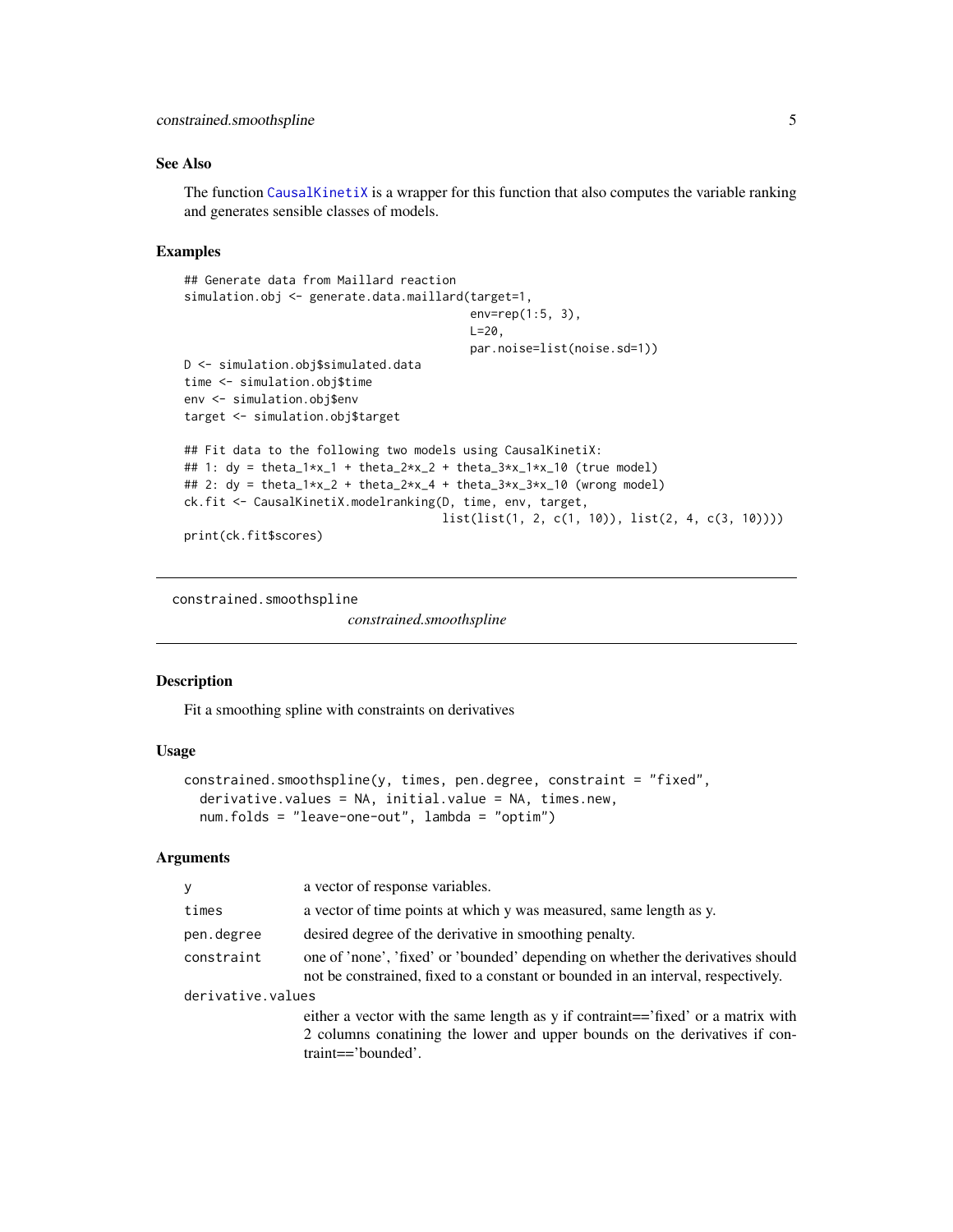## See Also

The function CausalKinetiX is a wrapper for this function that also computes the variable ranking and generates sensible classes of models.

## Examples

```
## Generate data from Maillard reaction
simulation.obj <- generate.data.maillard(target=1,
                                          env=rep(1:5, 3),
                                          L=20,
                                          par.noise=list(noise.sd=1))
D <- simulation.obj$simulated.data
time <- simulation.obj$time
env <- simulation.obj$env
target <- simulation.obj$target

## Fit data to the following two models using CausalKinetiX:
## 1: dy = theta_1*x_1 + theta_2*x_2 + theta_3*x_1*x_10 (true model)
## 2: dy = theta_1*x_2 + theta_2*x_4 + theta_3*x_3*x_10 (wrong model)
ck.fit <- CausalKinetiX.modelranking(D, time, env, target,
                                     list(list(1, 2, c(1, 10)), list(2, 4, c(3, 10))))
print(ck.fit$scores)
```

---

# constrained.smoothspline

*constrained.smoothspline*

## Description

Fit a smoothing spline with constraints on derivatives

## Usage

```
constrained.smoothspline(y, times, pen.degree, constraint = "fixed",
  derivative.values = NA, initial.value = NA, times.new,
  num.folds = "leave-one-out", lambda = "optim")
```

## Arguments

| | |
|---|---|
| y | a vector of response variables. |
| times | a vector of time points at which y was measured, same length as y. |
| pen.degree | desired degree of the derivative in smoothing penalty. |
| constraint | one of 'none', 'fixed' or 'bounded' depending on whether the derivatives should not be constrained, fixed to a constant or bounded in an interval, respectively. |
| derivative.values | either a vector with the same length as y if contraint=='fixed' or a matrix with 2 columns conatining the lower and upper bounds on the derivatives if contraint=='bounded'. |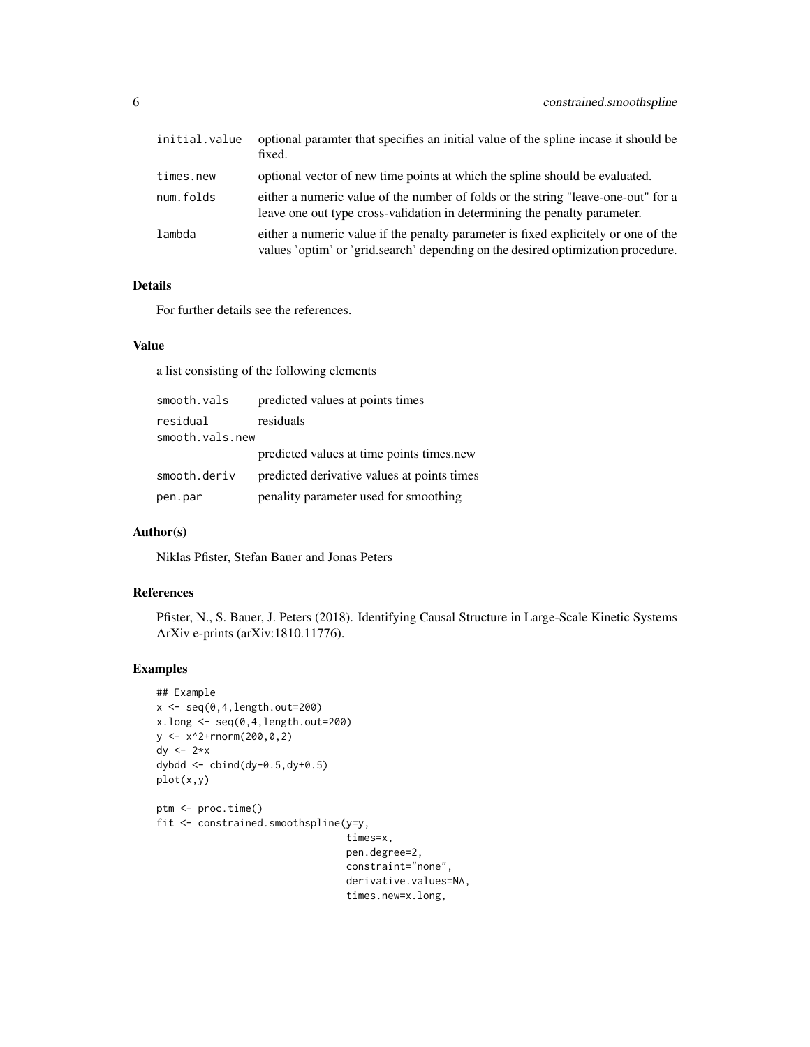| | |
|---|---|
| initial.value | optional paramter that specifies an initial value of the spline incase it should be fixed. |
| times.new | optional vector of new time points at which the spline should be evaluated. |
| num.folds | either a numeric value of the number of folds or the string "leave-one-out" for a leave one out type cross-validation in determining the penalty parameter. |
| lambda | either a numeric value if the penalty parameter is fixed explicitely or one of the values 'optim' or 'grid.search' depending on the desired optimization procedure. |

### Details

For further details see the references.

### Value

a list consisting of the following elements

| | |
|---|---|
| smooth.vals | predicted values at points times |
| residual | residuals |
| smooth.vals.new | predicted values at time points times.new |
| smooth.deriv | predicted derivative values at points times |
| pen.par | penality parameter used for smoothing |

### Author(s)

Niklas Pfister, Stefan Bauer and Jonas Peters

### References

Pfister, N., S. Bauer, J. Peters (2018). Identifying Causal Structure in Large-Scale Kinetic Systems ArXiv e-prints (arXiv:1810.11776).

### Examples

```
## Example
x <- seq(0,4,length.out=200)
x.long <- seq(0,4,length.out=200)
y <- x^2+rnorm(200,0,2)
dy <- 2*x
dybdd <- cbind(dy-0.5,dy+0.5)
plot(x,y)

ptm <- proc.time()
fit <- constrained.smoothspline(y=y,
                                times=x,
                                pen.degree=2,
                                constraint="none",
                                derivative.values=NA,
                                times.new=x.long,
```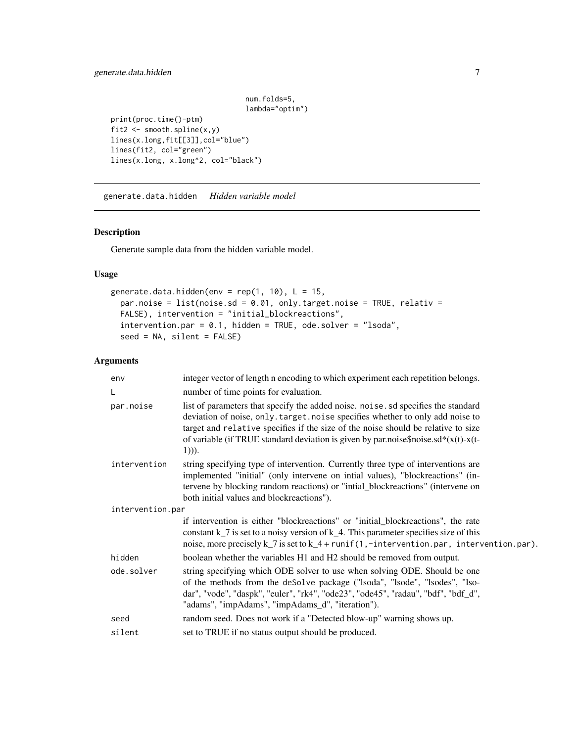```
                                    num.folds=5,
                                    lambda="optim")
print(proc.time()-ptm)
fit2 <- smooth.spline(x,y)
lines(x.long,fit[[3]],col="blue")
lines(fit2, col="green")
lines(x.long, x.long^2, col="black")
```

---

## generate.data.hidden *Hidden variable model*

---

### Description

Generate sample data from the hidden variable model.

### Usage

```
generate.data.hidden(env = rep(1, 10), L = 15,
  par.noise = list(noise.sd = 0.01, only.target.noise = TRUE, relativ =
  FALSE), intervention = "initial_blockreactions",
  intervention.par = 0.1, hidden = TRUE, ode.solver = "lsoda",
  seed = NA, silent = FALSE)
```

### Arguments

| | |
|---|---|
| env | integer vector of length n encoding to which experiment each repetition belongs. |
| L | number of time points for evaluation. |
| par.noise | list of parameters that specify the added noise. `noise.sd` specifies the standard deviation of noise, `only.target.noise` specifies whether to only add noise to target and `relative` specifies if the size of the noise should be relative to size of variable (if TRUE standard deviation is given by par.noise$noise.sd*(x(t)-x(t-1))). |
| intervention | string specifying type of intervention. Currently three type of interventions are implemented "initial" (only intervene on intial values), "blockreactions" (intervene by blocking random reactions) or "intial_blockreactions" (intervene on both initial values and blockreactions"). |
| intervention.par | if intervention is either "blockreactions" or "initial_blockreactions", the rate constant $k_7$ is set to a noisy version of $k_4$. This parameter specifies size of this noise, more precisely $k_7$ is set to $k_4$ + `runif(1,-intervention.par, intervention.par)`. |
| hidden | boolean whether the variables H1 and H2 should be removed from output. |
| ode.solver | string specifying which ODE solver to use when solving ODE. Should be one of the methods from the `deSolve` package ("lsoda", "lsode", "lsodes", "lsodar", "vode", "daspk", "euler", "rk4", "ode23", "ode45", "radau", "bdf", "bdf_d", "adams", "impAdams", "impAdams_d", "iteration"). |
| seed | random seed. Does not work if a "Detected blow-up" warning shows up. |
| silent | set to TRUE if no status output should be produced. |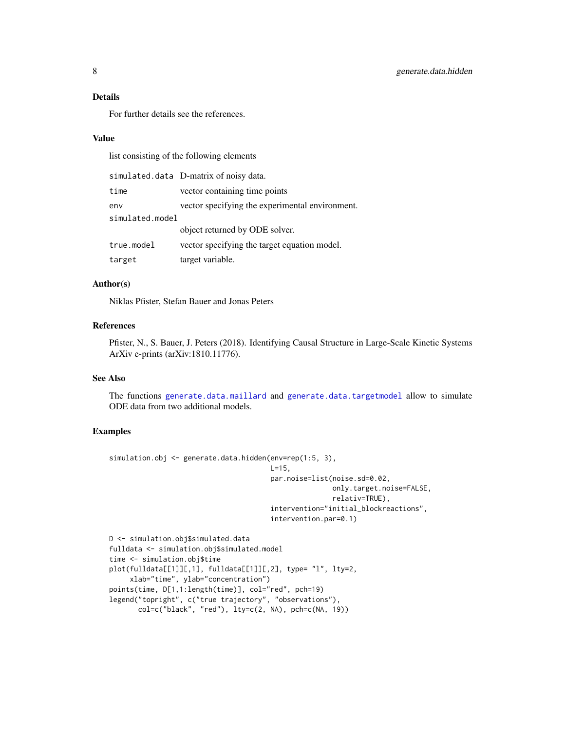## Details

For further details see the references.

## Value

list consisting of the following elements

| | |
|---|---|
| simulated.data | D-matrix of noisy data. |
| time | vector containing time points |
| env | vector specifying the experimental environment. |
| simulated.model | object returned by ODE solver. |
| true.model | vector specifying the target equation model. |
| target | target variable. |

## Author(s)

Niklas Pfister, Stefan Bauer and Jonas Peters

## References

Pfister, N., S. Bauer, J. Peters (2018). Identifying Causal Structure in Large-Scale Kinetic Systems ArXiv e-prints (arXiv:1810.11776).

## See Also

The functions generate.data.maillard and generate.data.targetmodel allow to simulate ODE data from two additional models.

## Examples

```
simulation.obj <- generate.data.hidden(env=rep(1:5, 3),
                                       L=15,
                                       par.noise=list(noise.sd=0.02,
                                                      only.target.noise=FALSE,
                                                      relativ=TRUE),
                                       intervention="initial_blockreactions",
                                       intervention.par=0.1)

D <- simulation.obj$simulated.data
fulldata <- simulation.obj$simulated.model
time <- simulation.obj$time
plot(fulldata[[1]][,1], fulldata[[1]][,2], type= "l", lty=2,
     xlab="time", ylab="concentration")
points(time, D[1,1:length(time)], col="red", pch=19)
legend("topright", c("true trajectory", "observations"),
       col=c("black", "red"), lty=c(2, NA), pch=c(NA, 19))
```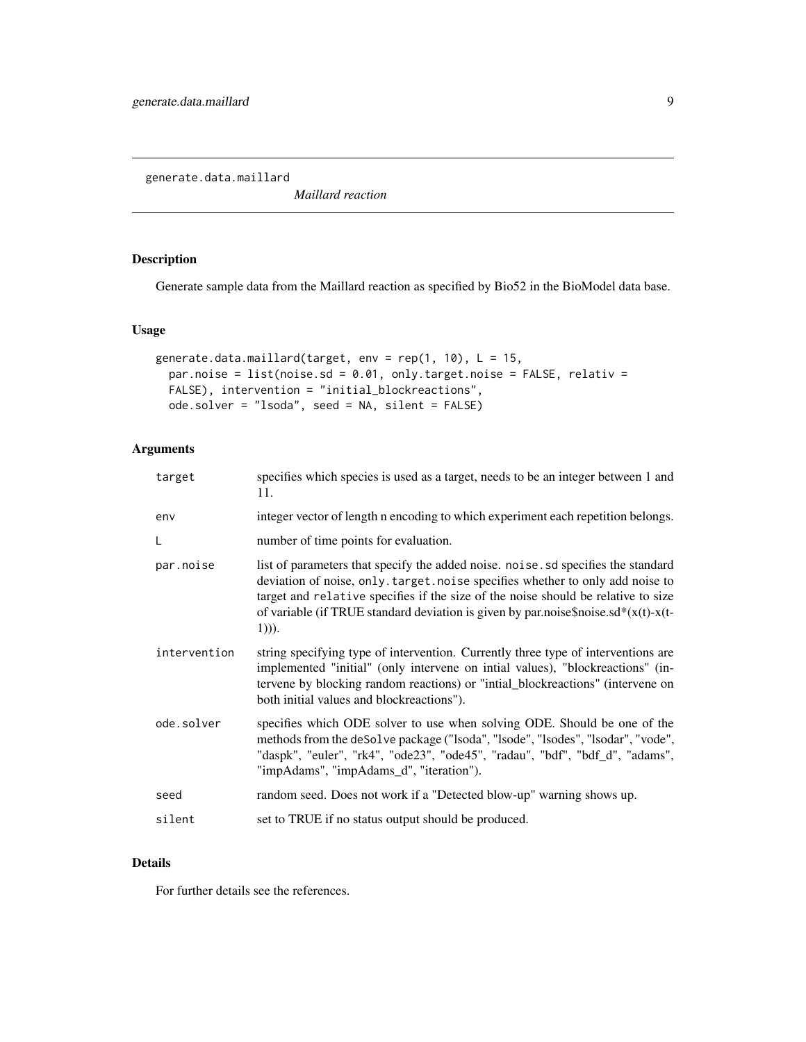## generate.data.maillard

*Maillard reaction*

### Description

Generate sample data from the Maillard reaction as specified by Bio52 in the BioModel data base.

### Usage

```
generate.data.maillard(target, env = rep(1, 10), L = 15,
  par.noise = list(noise.sd = 0.01, only.target.noise = FALSE, relativ =
  FALSE), intervention = "initial_blockreactions",
  ode.solver = "lsoda", seed = NA, silent = FALSE)
```

### Arguments

| | |
|---|---|
| `target` | specifies which species is used as a target, needs to be an integer between 1 and 11. |
| `env` | integer vector of length n encoding to which experiment each repetition belongs. |
| `L` | number of time points for evaluation. |
| `par.noise` | list of parameters that specify the added noise. `noise.sd` specifies the standard deviation of noise, `only.target.noise` specifies whether to only add noise to target and `relative` specifies if the size of the noise should be relative to size of variable (if TRUE standard deviation is given by par.noise$noise.sd*(x(t)-x(t-1))). |
| `intervention` | string specifying type of intervention. Currently three type of interventions are implemented "initial" (only intervene on intial values), "blockreactions" (intervene by blocking random reactions) or "intial_blockreactions" (intervene on both initial values and blockreactions"). |
| `ode.solver` | specifies which ODE solver to use when solving ODE. Should be one of the methods from the `deSolve` package ("lsoda", "lsode", "lsodes", "lsodar", "vode", "daspk", "euler", "rk4", "ode23", "ode45", "radau", "bdf", "bdf_d", "adams", "impAdams", "impAdams_d", "iteration"). |
| `seed` | random seed. Does not work if a "Detected blow-up" warning shows up. |
| `silent` | set to TRUE if no status output should be produced. |

### Details

For further details see the references.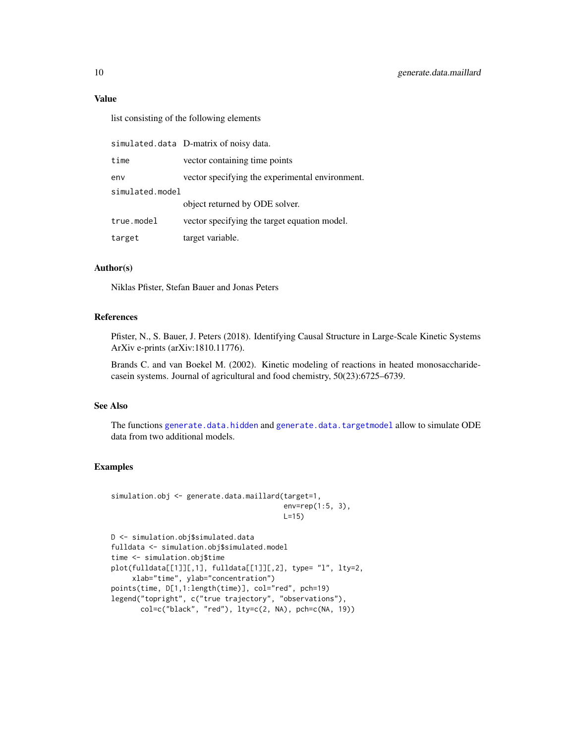### Value

list consisting of the following elements

| | |
|---|---|
| `simulated.data` | D-matrix of noisy data. |
| `time` | vector containing time points |
| `env` | vector specifying the experimental environment. |
| `simulated.model` | object returned by ODE solver. |
| `true.model` | vector specifying the target equation model. |
| `target` | target variable. |

### Author(s)

Niklas Pfister, Stefan Bauer and Jonas Peters

### References

Pfister, N., S. Bauer, J. Peters (2018). Identifying Causal Structure in Large-Scale Kinetic Systems ArXiv e-prints (arXiv:1810.11776).

Brands C. and van Boekel M. (2002). Kinetic modeling of reactions in heated monosaccharide-casein systems. Journal of agricultural and food chemistry, 50(23):6725–6739.

### See Also

The functions `generate.data.hidden` and `generate.data.targetmodel` allow to simulate ODE data from two additional models.

### Examples

```
simulation.obj <- generate.data.maillard(target=1,
                                         env=rep(1:5, 3),
                                         L=15)

D <- simulation.obj$simulated.data
fulldata <- simulation.obj$simulated.model
time <- simulation.obj$time
plot(fulldata[[1]][,1], fulldata[[1]][,2], type= "l", lty=2,
     xlab="time", ylab="concentration")
points(time, D[1,1:length(time)], col="red", pch=19)
legend("topright", c("true trajectory", "observations"),
       col=c("black", "red"), lty=c(2, NA), pch=c(NA, 19))
```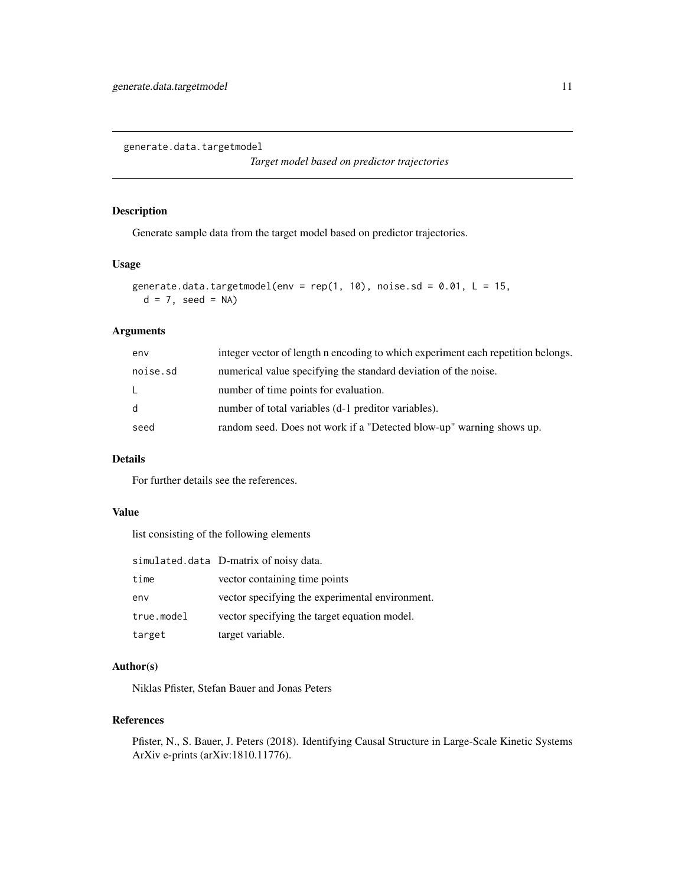## generate.data.targetmodel

*Target model based on predictor trajectories*

### Description

Generate sample data from the target model based on predictor trajectories.

### Usage

```
generate.data.targetmodel(env = rep(1, 10), noise.sd = 0.01, L = 15,
  d = 7, seed = NA)
```

### Arguments

| | |
|---|---|
| env | integer vector of length n encoding to which experiment each repetition belongs. |
| noise.sd | numerical value specifying the standard deviation of the noise. |
| L | number of time points for evaluation. |
| d | number of total variables (d-1 preditor variables). |
| seed | random seed. Does not work if a "Detected blow-up" warning shows up. |

### Details

For further details see the references.

### Value

list consisting of the following elements

| | |
|---|---|
| simulated.data | D-matrix of noisy data. |
| time | vector containing time points |
| env | vector specifying the experimental environment. |
| true.model | vector specifying the target equation model. |
| target | target variable. |

### Author(s)

Niklas Pfister, Stefan Bauer and Jonas Peters

### References

Pfister, N., S. Bauer, J. Peters (2018). Identifying Causal Structure in Large-Scale Kinetic Systems ArXiv e-prints (arXiv:1810.11776).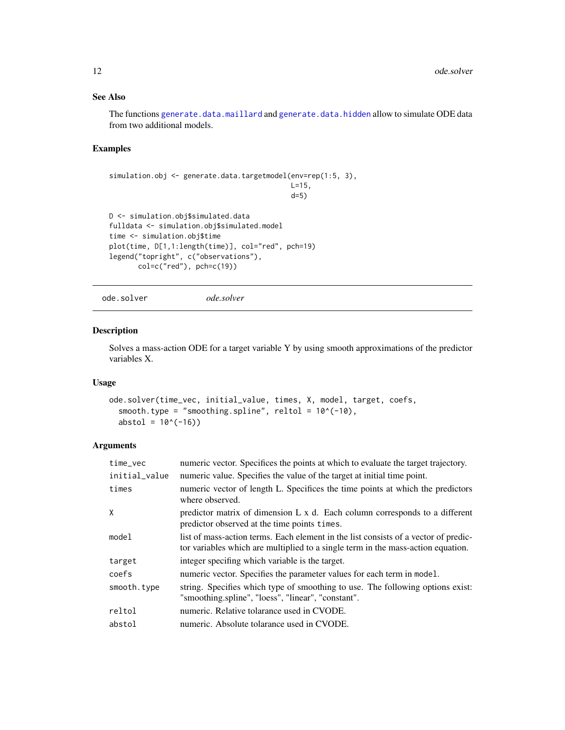## See Also

The functions generate.data.maillard and generate.data.hidden allow to simulate ODE data from two additional models.

## Examples

```
simulation.obj <- generate.data.targetmodel(env=rep(1:5, 3),
                                            L=15,
                                            d=5)

D <- simulation.obj$simulated.data
fulldata <- simulation.obj$simulated.model
time <- simulation.obj$time
plot(time, D[1,1:length(time)], col="red", pch=19)
legend("topright", c("observations"),
       col=c("red"), pch=c(19))
```

---

ode.solver *ode.solver*

---

## Description

Solves a mass-action ODE for a target variable Y by using smooth approximations of the predictor variables X.

## Usage

```
ode.solver(time_vec, initial_value, times, X, model, target, coefs,
  smooth.type = "smoothing.spline", reltol = 10^(-10),
  abstol = 10^(-16))
```

## Arguments

| | |
|---|---|
| time_vec | numeric vector. Specifices the points at which to evaluate the target trajectory. |
| initial_value | numeric value. Specifies the value of the target at initial time point. |
| times | numeric vector of length L. Specifices the time points at which the predictors where observed. |
| X | predictor matrix of dimension L x d. Each column corresponds to a different predictor observed at the time points `times`. |
| model | list of mass-action terms. Each element in the list consists of a vector of predictor variables which are multiplied to a single term in the mass-action equation. |
| target | integer specifing which variable is the target. |
| coefs | numeric vector. Specifies the parameter values for each term in `model`. |
| smooth.type | string. Specifies which type of smoothing to use. The following options exist: "smoothing.spline", "loess", "linear", "constant". |
| reltol | numeric. Relative tolarance used in CVODE. |
| abstol | numeric. Absolute tolarance used in CVODE. |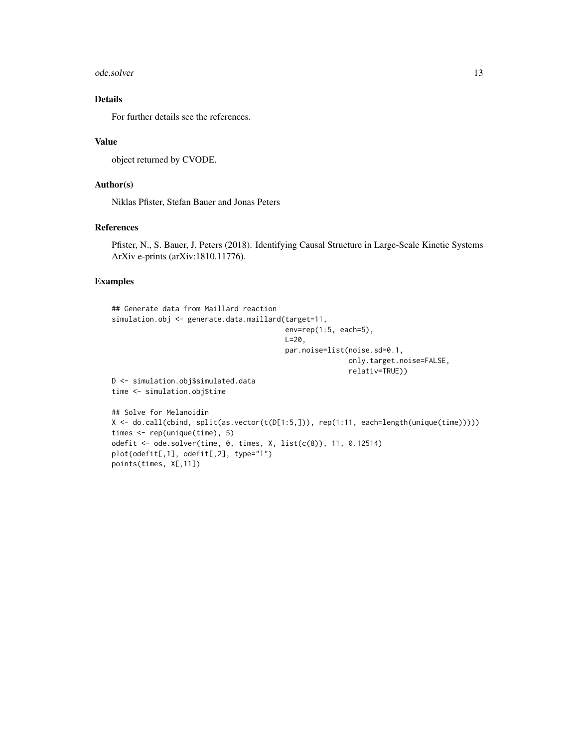## Details

For further details see the references.

## Value

object returned by CVODE.

## Author(s)

Niklas Pfister, Stefan Bauer and Jonas Peters

## References

Pfister, N., S. Bauer, J. Peters (2018). Identifying Causal Structure in Large-Scale Kinetic Systems ArXiv e-prints (arXiv:1810.11776).

## Examples

```
## Generate data from Maillard reaction
simulation.obj <- generate.data.maillard(target=11,
                                         env=rep(1:5, each=5),
                                         L=20,
                                         par.noise=list(noise.sd=0.1,
                                                        only.target.noise=FALSE,
                                                        relativ=TRUE))
D <- simulation.obj$simulated.data
time <- simulation.obj$time

## Solve for Melanoidin
X <- do.call(cbind, split(as.vector(t(D[1:5,])), rep(1:11, each=length(unique(time)))))
times <- rep(unique(time), 5)
odefit <- ode.solver(time, 0, times, X, list(c(8)), 11, 0.12514)
plot(odefit[,1], odefit[,2], type="l")
points(times, X[,11])
```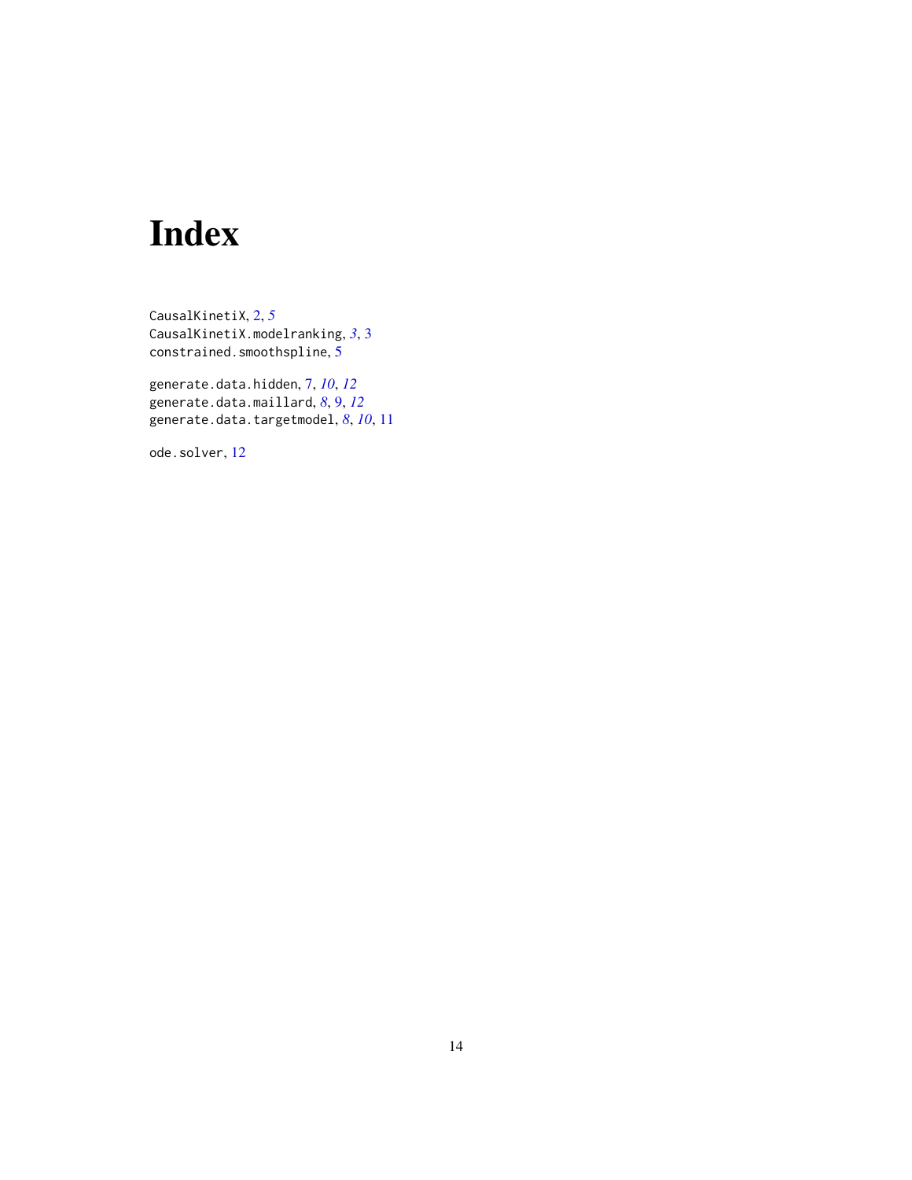# Index

CausalKinetiX, 2, *5*
CausalKinetiX.modelranking, *3*, 3
constrained.smoothspline, 5

generate.data.hidden, 7, *10*, *12*
generate.data.maillard, *8*, 9, *12*
generate.data.targetmodel, *8*, *10*, 11

ode.solver, 12